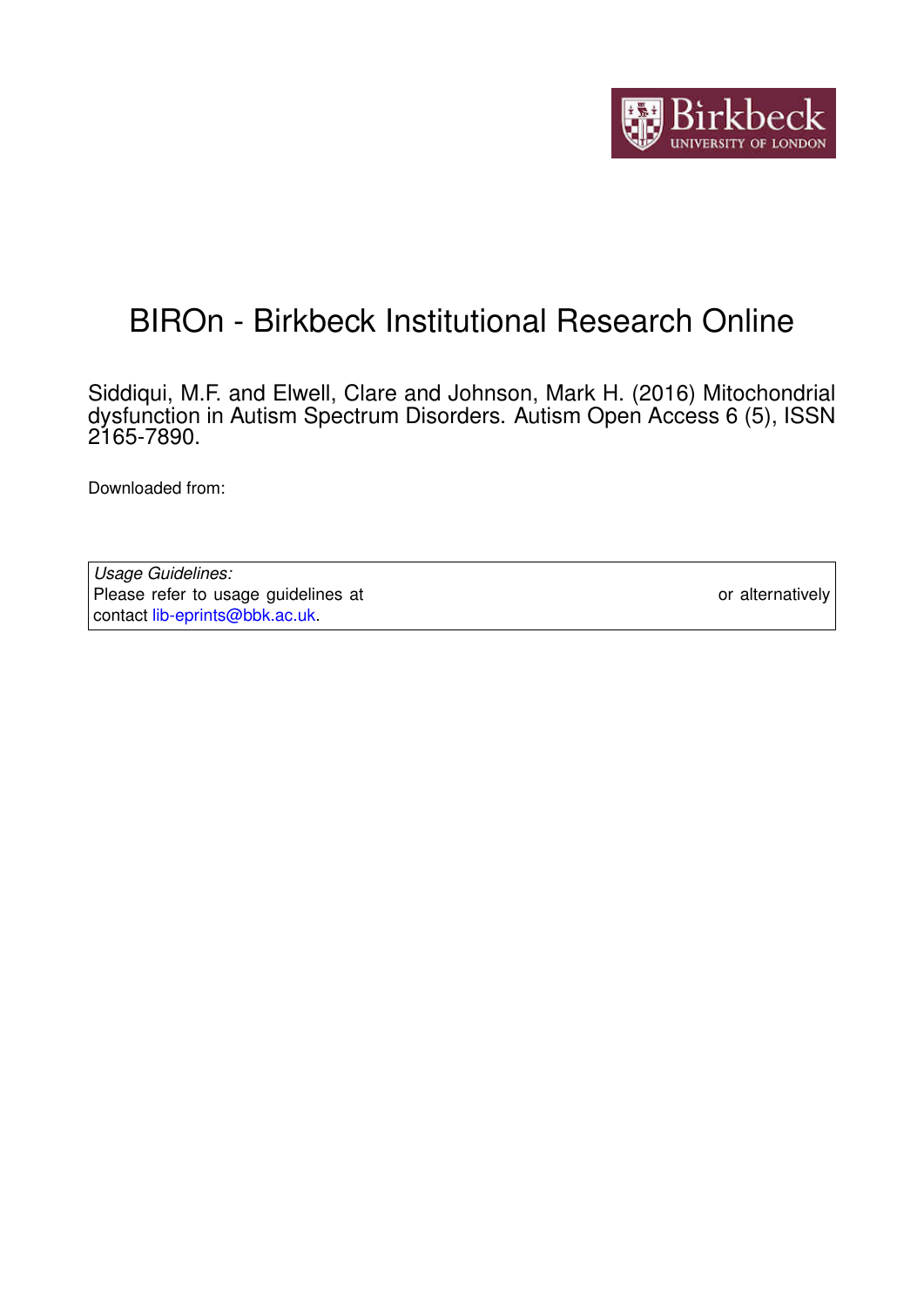# BIROn - Birkbeck Institutional Research Online

Siddiqui, M.F. and Elwell, Clare and Johnson, Mark H. (2016) Mitochondrial dysfunction in Autism Spectrum Disorders. Autism Open Access 6 (5), ISSN 2165-7890.

Downloaded from:

*Usage Guidelines:*
Please refer to usage guidelines at or alternatively contact lib-eprints@bbk.ac.uk.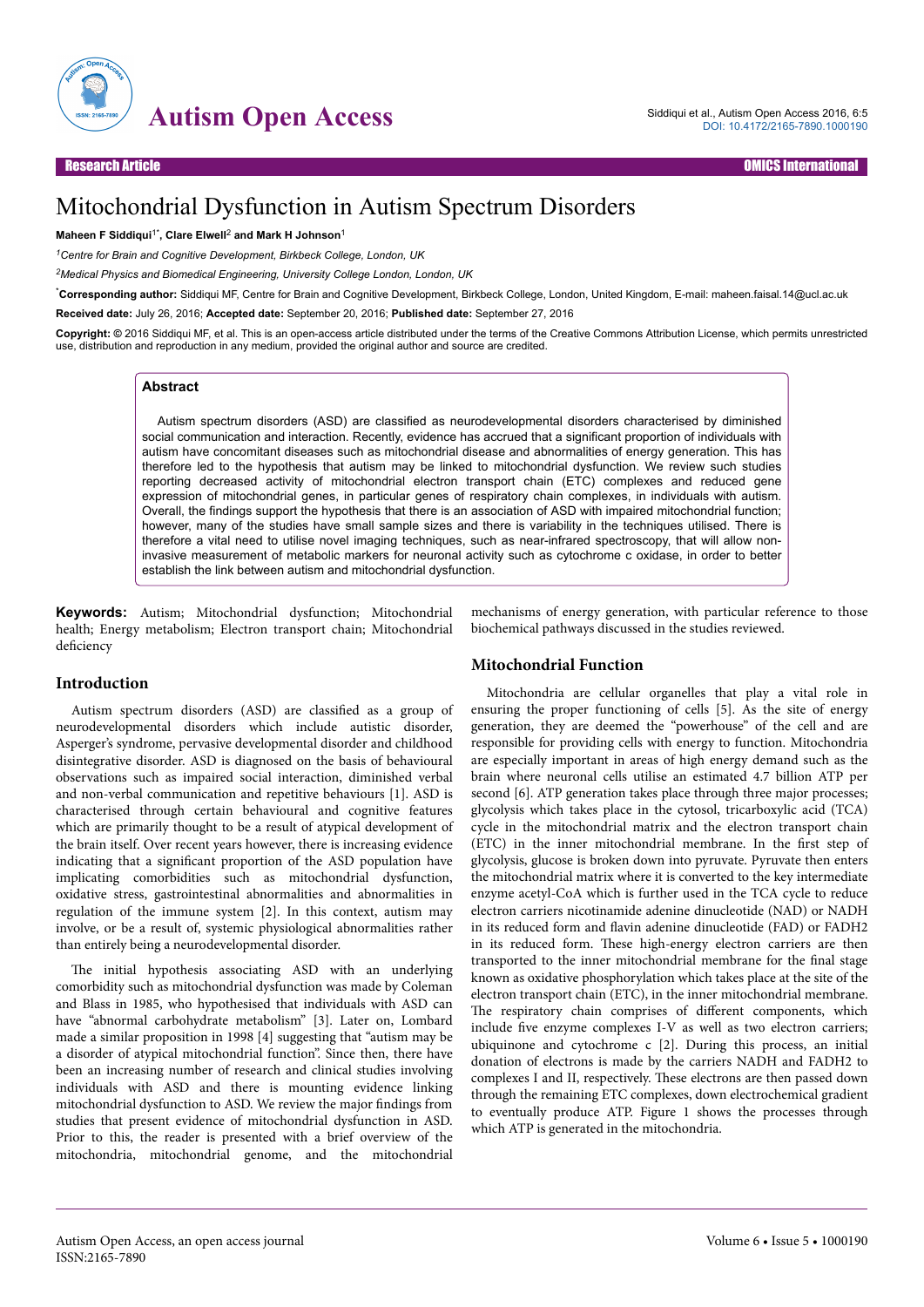# Mitochondrial Dysfunction in Autism Spectrum Disorders

**Maheen F Siddiqui**[1*], **Clare Elwell**[2] **and Mark H Johnson**[1]

[1]*Centre for Brain and Cognitive Development, Birkbeck College, London, UK*

[2]*Medical Physics and Biomedical Engineering, University College London, London, UK*

[*]**Corresponding author:** Siddiqui MF, Centre for Brain and Cognitive Development, Birkbeck College, London, United Kingdom, E-mail: maheen.faisal.14@ucl.ac.uk

**Received date:** July 26, 2016; **Accepted date:** September 20, 2016; **Published date:** September 27, 2016

**Copyright:** © 2016 Siddiqui MF, et al. This is an open-access article distributed under the terms of the Creative Commons Attribution License, which permits unrestricted use, distribution and reproduction in any medium, provided the original author and source are credited.

## Abstract

Autism spectrum disorders (ASD) are classified as neurodevelopmental disorders characterised by diminished social communication and interaction. Recently, evidence has accrued that a significant proportion of individuals with autism have concomitant diseases such as mitochondrial disease and abnormalities of energy generation. This has therefore led to the hypothesis that autism may be linked to mitochondrial dysfunction. We review such studies reporting decreased activity of mitochondrial electron transport chain (ETC) complexes and reduced gene expression of mitochondrial genes, in particular genes of respiratory chain complexes, in individuals with autism. Overall, the findings support the hypothesis that there is an association of ASD with impaired mitochondrial function; however, many of the studies have small sample sizes and there is variability in the techniques utilised. There is therefore a vital need to utilise novel imaging techniques, such as near-infrared spectroscopy, that will allow non-invasive measurement of metabolic markers for neuronal activity such as cytochrome c oxidase, in order to better establish the link between autism and mitochondrial dysfunction.

**Keywords:** Autism; Mitochondrial dysfunction; Mitochondrial health; Energy metabolism; Electron transport chain; Mitochondrial deficiency

## Introduction

Autism spectrum disorders (ASD) are classified as a group of neurodevelopmental disorders which include autistic disorder, Asperger's syndrome, pervasive developmental disorder and childhood disintegrative disorder. ASD is diagnosed on the basis of behavioural observations such as impaired social interaction, diminished verbal and non-verbal communication and repetitive behaviours [1]. ASD is characterised through certain behavioural and cognitive features which are primarily thought to be a result of atypical development of the brain itself. Over recent years however, there is increasing evidence indicating that a significant proportion of the ASD population have implicating comorbidities such as mitochondrial dysfunction, oxidative stress, gastrointestinal abnormalities and abnormalities in regulation of the immune system [2]. In this context, autism may involve, or be a result of, systemic physiological abnormalities rather than entirely being a neurodevelopmental disorder.

The initial hypothesis associating ASD with an underlying comorbidity such as mitochondrial dysfunction was made by Coleman and Blass in 1985, who hypothesised that individuals with ASD can have "abnormal carbohydrate metabolism" [3]. Later on, Lombard made a similar proposition in 1998 [4] suggesting that "autism may be a disorder of atypical mitochondrial function". Since then, there have been an increasing number of research and clinical studies involving individuals with ASD and there is mounting evidence linking mitochondrial dysfunction to ASD. We review the major findings from studies that present evidence of mitochondrial dysfunction in ASD. Prior to this, the reader is presented with a brief overview of the mitochondria, mitochondrial genome, and the mitochondrial mechanisms of energy generation, with particular reference to those biochemical pathways discussed in the studies reviewed.

## Mitochondrial Function

Mitochondria are cellular organelles that play a vital role in ensuring the proper functioning of cells [5]. As the site of energy generation, they are deemed the "powerhouse" of the cell and are responsible for providing cells with energy to function. Mitochondria are especially important in areas of high energy demand such as the brain where neuronal cells utilise an estimated 4.7 billion ATP per second [6]. ATP generation takes place through three major processes; glycolysis which takes place in the cytosol, tricarboxylic acid (TCA) cycle in the mitochondrial matrix and the electron transport chain (ETC) in the inner mitochondrial membrane. In the first step of glycolysis, glucose is broken down into pyruvate. Pyruvate then enters the mitochondrial matrix where it is converted to the key intermediate enzyme acetyl-CoA which is further used in the TCA cycle to reduce electron carriers nicotinamide adenine dinucleotide (NAD) or NADH in its reduced form and flavin adenine dinucleotide (FAD) or FADH2 in its reduced form. These high-energy electron carriers are then transported to the inner mitochondrial membrane for the final stage known as oxidative phosphorylation which takes place at the site of the electron transport chain (ETC), in the inner mitochondrial membrane. The respiratory chain comprises of different components, which include five enzyme complexes I-V as well as two electron carriers; ubiquinone and cytochrome c [2]. During this process, an initial donation of electrons is made by the carriers NADH and FADH2 to complexes I and II, respectively. These electrons are then passed down through the remaining ETC complexes, down electrochemical gradient to eventually produce ATP. Figure 1 shows the processes through which ATP is generated in the mitochondria.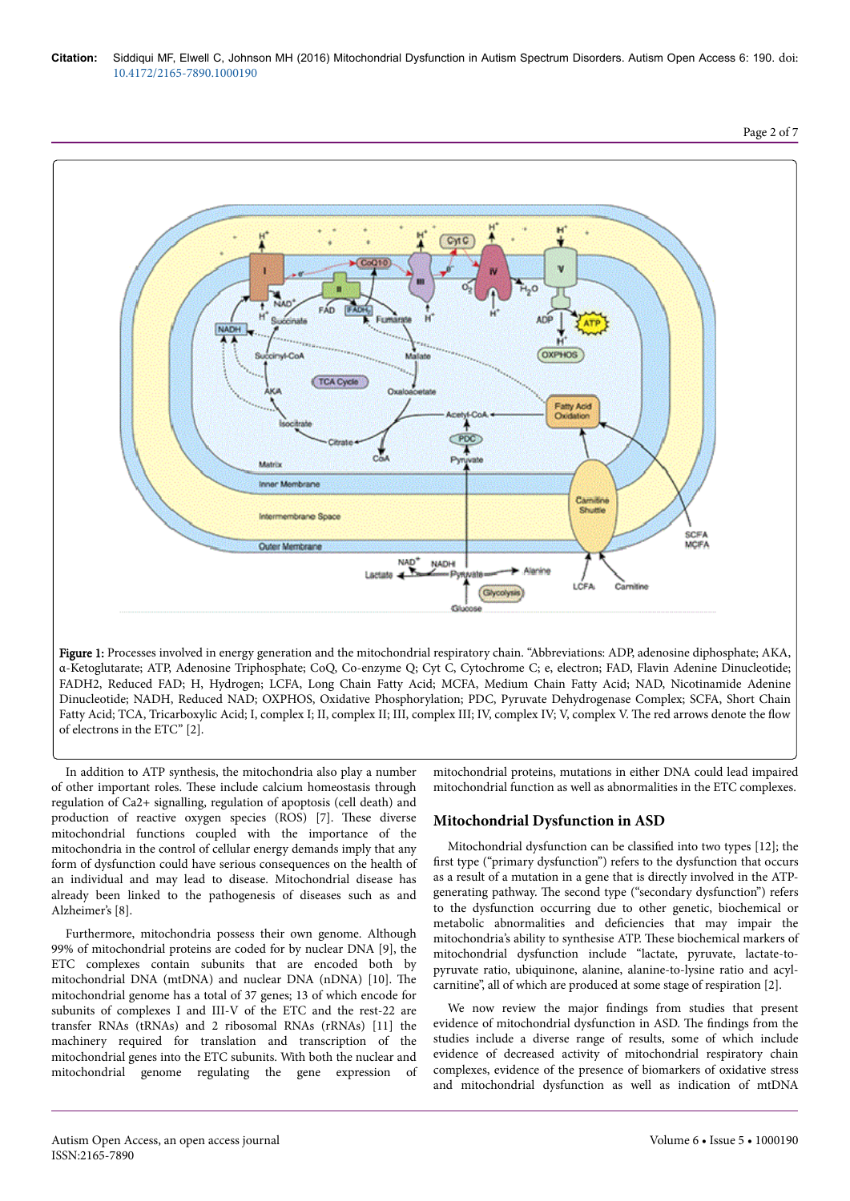Figure 1: Processes involved in energy generation and the mitochondrial respiratory chain. "Abbreviations: ADP, adenosine diphosphate; AKA, α-Ketoglutarate; ATP, Adenosine Triphosphate; CoQ, Co-enzyme Q; Cyt C, Cytochrome C; e, electron; FAD, Flavin Adenine Dinucleotide; FADH2, Reduced FAD; H, Hydrogen; LCFA, Long Chain Fatty Acid; MCFA, Medium Chain Fatty Acid; NAD, Nicotinamide Adenine Dinucleotide; NADH, Reduced NAD; OXPHOS, Oxidative Phosphorylation; PDC, Pyruvate Dehydrogenase Complex; SCFA, Short Chain Fatty Acid; TCA, Tricarboxylic Acid; I, complex I; II, complex II; III, complex III; IV, complex IV; V, complex V. The red arrows denote the flow of electrons in the ETC" [2].

In addition to ATP synthesis, the mitochondria also play a number of other important roles. These include calcium homeostasis through regulation of Ca2+ signalling, regulation of apoptosis (cell death) and production of reactive oxygen species (ROS) [7]. These diverse mitochondrial functions coupled with the importance of the mitochondria in the control of cellular energy demands imply that any form of dysfunction could have serious consequences on the health of an individual and may lead to disease. Mitochondrial disease has already been linked to the pathogenesis of diseases such as and Alzheimer's [8].

Furthermore, mitochondria possess their own genome. Although 99% of mitochondrial proteins are coded for by nuclear DNA [9], the ETC complexes contain subunits that are encoded both by mitochondrial DNA (mtDNA) and nuclear DNA (nDNA) [10]. The mitochondrial genome has a total of 37 genes; 13 of which encode for subunits of complexes I and III-V of the ETC and the rest-22 are transfer RNAs (tRNAs) and 2 ribosomal RNAs (rRNAs) [11] the machinery required for translation and transcription of the mitochondrial genes into the ETC subunits. With both the nuclear and mitochondrial genome regulating the gene expression of mitochondrial proteins, mutations in either DNA could lead impaired mitochondrial function as well as abnormalities in the ETC complexes.

## Mitochondrial Dysfunction in ASD

Mitochondrial dysfunction can be classified into two types [12]; the first type ("primary dysfunction") refers to the dysfunction that occurs as a result of a mutation in a gene that is directly involved in the ATP-generating pathway. The second type ("secondary dysfunction") refers to the dysfunction occurring due to other genetic, biochemical or metabolic abnormalities and deficiencies that may impair the mitochondria's ability to synthesise ATP. These biochemical markers of mitochondrial dysfunction include "lactate, pyruvate, lactate-to-pyruvate ratio, ubiquinone, alanine, alanine-to-lysine ratio and acyl-carnitine", all of which are produced at some stage of respiration [2].

We now review the major findings from studies that present evidence of mitochondrial dysfunction in ASD. The findings from the studies include a diverse range of results, some of which include evidence of decreased activity of mitochondrial respiratory chain complexes, evidence of the presence of biomarkers of oxidative stress and mitochondrial dysfunction as well as indication of mtDNA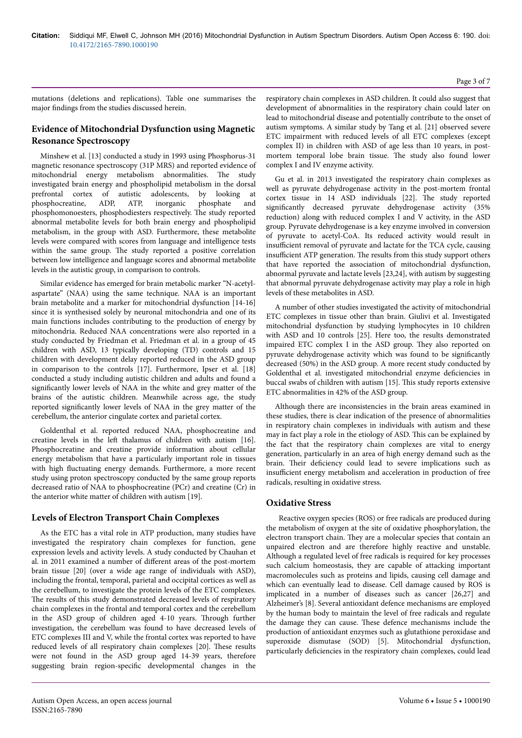mutations (deletions and replications). Table one summarises the major findings from the studies discussed herein.

## Evidence of Mitochondrial Dysfunction using Magnetic Resonance Spectroscopy

Minshew et al. [13] conducted a study in 1993 using Phosphorus-31 magnetic resonance spectroscopy (31P MRS) and reported evidence of mitochondrial energy metabolism abnormalities. The study investigated brain energy and phospholipid metabolism in the dorsal prefrontal cortex of autistic adolescents, by looking at phosphocreatine, ADP, ATP, inorganic phosphate and phosphomonoesters, phosphodiesters respectively. The study reported abnormal metabolite levels for both brain energy and phospholipid metabolism, in the group with ASD. Furthermore, these metabolite levels were compared with scores from language and intelligence tests within the same group. The study reported a positive correlation between low intelligence and language scores and abnormal metabolite levels in the autistic group, in comparison to controls.

Similar evidence has emerged for brain metabolic marker "N-acetyl-aspartate" (NAA) using the same technique. NAA is an important brain metabolite and a marker for mitochondrial dysfunction [14-16] since it is synthesised solely by neuronal mitochondria and one of its main functions includes contributing to the production of energy by mitochondria. Reduced NAA concentrations were also reported in a study conducted by Friedman et al. Friedman et al. in a group of 45 children with ASD, 13 typically developing (TD) controls and 15 children with development delay reported reduced in the ASD group in comparison to the controls [17]. Furthermore, Ipser et al. [18] conducted a study including autistic children and adults and found a significantly lower levels of NAA in the white and grey matter of the brains of the autistic children. Meanwhile across age, the study reported significantly lower levels of NAA in the grey matter of the cerebellum, the anterior cingulate cortex and parietal cortex.

Goldenthal et al. reported reduced NAA, phosphocreatine and creatine levels in the left thalamus of children with autism [16]. Phosphocreatine and creatine provide information about cellular energy metabolism that have a particularly important role in tissues with high fluctuating energy demands. Furthermore, a more recent study using proton spectroscopy conducted by the same group reports decreased ratio of NAA to phosphocreatine (PCr) and creatine (Cr) in the anterior white matter of children with autism [19].

## Levels of Electron Transport Chain Complexes

As the ETC has a vital role in ATP production, many studies have investigated the respiratory chain complexes for function, gene expression levels and activity levels. A study conducted by Chauhan et al. in 2011 examined a number of different areas of the post-mortem brain tissue [20] (over a wide age range of individuals with ASD), including the frontal, temporal, parietal and occipital cortices as well as the cerebellum, to investigate the protein levels of the ETC complexes. The results of this study demonstrated decreased levels of respiratory chain complexes in the frontal and temporal cortex and the cerebellum in the ASD group of children aged 4-10 years. Through further investigation, the cerebellum was found to have decreased levels of ETC complexes III and V, while the frontal cortex was reported to have reduced levels of all respiratory chain complexes [20]. These results were not found in the ASD group aged 14-39 years, therefore suggesting brain region-specific developmental changes in the respiratory chain complexes in ASD children. It could also suggest that development of abnormalities in the respiratory chain could later on lead to mitochondrial disease and potentially contribute to the onset of autism symptoms. A similar study by Tang et al. [21] observed severe ETC impairment with reduced levels of all ETC complexes (except complex II) in children with ASD of age less than 10 years, in post-mortem temporal lobe brain tissue. The study also found lower complex I and IV enzyme activity.

Gu et al. in 2013 investigated the respiratory chain complexes as well as pyruvate dehydrogenase activity in the post-mortem frontal cortex tissue in 14 ASD individuals [22]. The study reported significantly decreased pyruvate dehydrogenase activity (35% reduction) along with reduced complex I and V activity, in the ASD group. Pyruvate dehydrogenase is a key enzyme involved in conversion of pyruvate to acetyl-CoA. Its reduced activity would result in insufficient removal of pyruvate and lactate for the TCA cycle, causing insufficient ATP generation. The results from this study support others that have reported the association of mitochondrial dysfunction, abnormal pyruvate and lactate levels [23,24], with autism by suggesting that abnormal pyruvate dehydrogenase activity may play a role in high levels of these metabolites in ASD.

A number of other studies investigated the activity of mitochondrial ETC complexes in tissue other than brain. Giulivi et al. Investigated mitochondrial dysfunction by studying lymphocytes in 10 children with ASD and 10 controls [25]. Here too, the results demonstrated impaired ETC complex I in the ASD group. They also reported on pyruvate dehydrogenase activity which was found to be significantly decreased (50%) in the ASD group. A more recent study conducted by Goldenthal et al. investigated mitochondrial enzyme deficiencies in buccal swabs of children with autism [15]. This study reports extensive ETC abnormalities in 42% of the ASD group.

Although there are inconsistencies in the brain areas examined in these studies, there is clear indication of the presence of abnormalities in respiratory chain complexes in individuals with autism and these may in fact play a role in the etiology of ASD. This can be explained by the fact that the respiratory chain complexes are vital to energy generation, particularly in an area of high energy demand such as the brain. Their deficiency could lead to severe implications such as insufficient energy metabolism and acceleration in production of free radicals, resulting in oxidative stress.

## Oxidative Stress

Reactive oxygen species (ROS) or free radicals are produced during the metabolism of oxygen at the site of oxidative phosphorylation, the electron transport chain. They are a molecular species that contain an unpaired electron and are therefore highly reactive and unstable. Although a regulated level of free radicals is required for key processes such calcium homeostasis, they are capable of attacking important macromolecules such as proteins and lipids, causing cell damage and which can eventually lead to disease. Cell damage caused by ROS is implicated in a number of diseases such as cancer [26,27] and Alzheimer's [8]. Several antioxidant defence mechanisms are employed by the human body to maintain the level of free radicals and regulate the damage they can cause. These defence mechanisms include the production of antioxidant enzymes such as glutathione peroxidase and superoxide dismutase (SOD) [5]. Mitochondrial dysfunction, particularly deficiencies in the respiratory chain complexes, could lead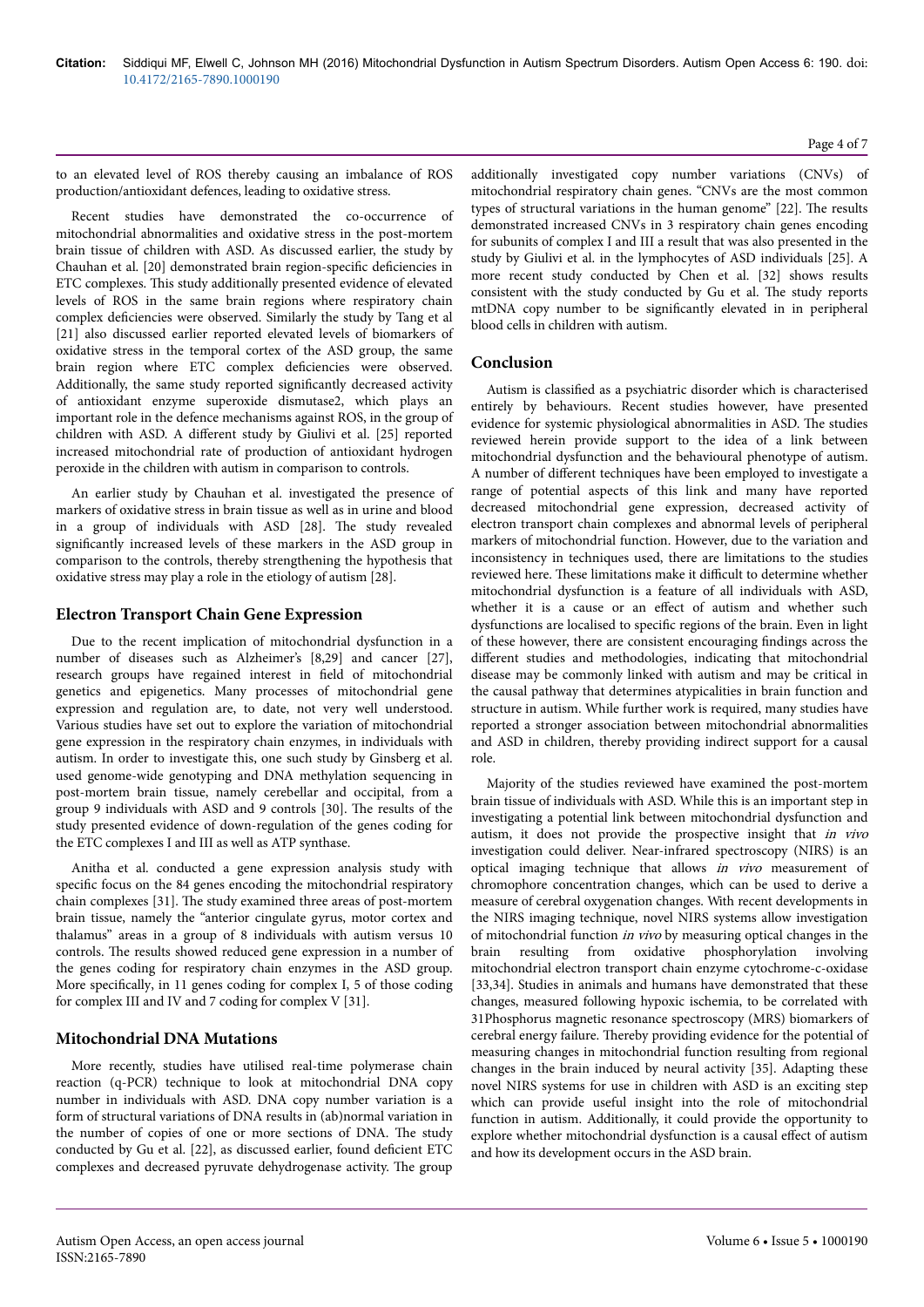to an elevated level of ROS thereby causing an imbalance of ROS production/antioxidant defences, leading to oxidative stress.

Recent studies have demonstrated the co-occurrence of mitochondrial abnormalities and oxidative stress in the post-mortem brain tissue of children with ASD. As discussed earlier, the study by Chauhan et al. [20] demonstrated brain region-specific deficiencies in ETC complexes. This study additionally presented evidence of elevated levels of ROS in the same brain regions where respiratory chain complex deficiencies were observed. Similarly the study by Tang et al [21] also discussed earlier reported elevated levels of biomarkers of oxidative stress in the temporal cortex of the ASD group, the same brain region where ETC complex deficiencies were observed. Additionally, the same study reported significantly decreased activity of antioxidant enzyme superoxide dismutase2, which plays an important role in the defence mechanisms against ROS, in the group of children with ASD. A different study by Giulivi et al. [25] reported increased mitochondrial rate of production of antioxidant hydrogen peroxide in the children with autism in comparison to controls.

An earlier study by Chauhan et al. investigated the presence of markers of oxidative stress in brain tissue as well as in urine and blood in a group of individuals with ASD [28]. The study revealed significantly increased levels of these markers in the ASD group in comparison to the controls, thereby strengthening the hypothesis that oxidative stress may play a role in the etiology of autism [28].

## Electron Transport Chain Gene Expression

Due to the recent implication of mitochondrial dysfunction in a number of diseases such as Alzheimer's [8,29] and cancer [27], research groups have regained interest in field of mitochondrial genetics and epigenetics. Many processes of mitochondrial gene expression and regulation are, to date, not very well understood. Various studies have set out to explore the variation of mitochondrial gene expression in the respiratory chain enzymes, in individuals with autism. In order to investigate this, one such study by Ginsberg et al. used genome-wide genotyping and DNA methylation sequencing in post-mortem brain tissue, namely cerebellar and occipital, from a group 9 individuals with ASD and 9 controls [30]. The results of the study presented evidence of down-regulation of the genes coding for the ETC complexes I and III as well as ATP synthase.

Anitha et al. conducted a gene expression analysis study with specific focus on the 84 genes encoding the mitochondrial respiratory chain complexes [31]. The study examined three areas of post-mortem brain tissue, namely the "anterior cingulate gyrus, motor cortex and thalamus" areas in a group of 8 individuals with autism versus 10 controls. The results showed reduced gene expression in a number of the genes coding for respiratory chain enzymes in the ASD group. More specifically, in 11 genes coding for complex I, 5 of those coding for complex III and IV and 7 coding for complex V [31].

## Mitochondrial DNA Mutations

More recently, studies have utilised real-time polymerase chain reaction (q-PCR) technique to look at mitochondrial DNA copy number in individuals with ASD. DNA copy number variation is a form of structural variations of DNA results in (ab)normal variation in the number of copies of one or more sections of DNA. The study conducted by Gu et al. [22], as discussed earlier, found deficient ETC complexes and decreased pyruvate dehydrogenase activity. The group additionally investigated copy number variations (CNVs) of mitochondrial respiratory chain genes. "CNVs are the most common types of structural variations in the human genome" [22]. The results demonstrated increased CNVs in 3 respiratory chain genes encoding for subunits of complex I and III a result that was also presented in the study by Giulivi et al. in the lymphocytes of ASD individuals [25]. A more recent study conducted by Chen et al. [32] shows results consistent with the study conducted by Gu et al. The study reports mtDNA copy number to be significantly elevated in in peripheral blood cells in children with autism.

## Conclusion

Autism is classified as a psychiatric disorder which is characterised entirely by behaviours. Recent studies however, have presented evidence for systemic physiological abnormalities in ASD. The studies reviewed herein provide support to the idea of a link between mitochondrial dysfunction and the behavioural phenotype of autism. A number of different techniques have been employed to investigate a range of potential aspects of this link and many have reported decreased mitochondrial gene expression, decreased activity of electron transport chain complexes and abnormal levels of peripheral markers of mitochondrial function. However, due to the variation and inconsistency in techniques used, there are limitations to the studies reviewed here. These limitations make it difficult to determine whether mitochondrial dysfunction is a feature of all individuals with ASD, whether it is a cause or an effect of autism and whether such dysfunctions are localised to specific regions of the brain. Even in light of these however, there are consistent encouraging findings across the different studies and methodologies, indicating that mitochondrial disease may be commonly linked with autism and may be critical in the causal pathway that determines atypicalities in brain function and structure in autism. While further work is required, many studies have reported a stronger association between mitochondrial abnormalities and ASD in children, thereby providing indirect support for a causal role.

Majority of the studies reviewed have examined the post-mortem brain tissue of individuals with ASD. While this is an important step in investigating a potential link between mitochondrial dysfunction and autism, it does not provide the prospective insight that *in vivo* investigation could deliver. Near-infrared spectroscopy (NIRS) is an optical imaging technique that allows *in vivo* measurement of chromophore concentration changes, which can be used to derive a measure of cerebral oxygenation changes. With recent developments in the NIRS imaging technique, novel NIRS systems allow investigation of mitochondrial function *in vivo* by measuring optical changes in the brain resulting from oxidative phosphorylation involving mitochondrial electron transport chain enzyme cytochrome-c-oxidase [33,34]. Studies in animals and humans have demonstrated that these changes, measured following hypoxic ischemia, to be correlated with 31Phosphorus magnetic resonance spectroscopy (MRS) biomarkers of cerebral energy failure. Thereby providing evidence for the potential of measuring changes in mitochondrial function resulting from regional changes in the brain induced by neural activity [35]. Adapting these novel NIRS systems for use in children with ASD is an exciting step which can provide useful insight into the role of mitochondrial function in autism. Additionally, it could provide the opportunity to explore whether mitochondrial dysfunction is a causal effect of autism and how its development occurs in the ASD brain.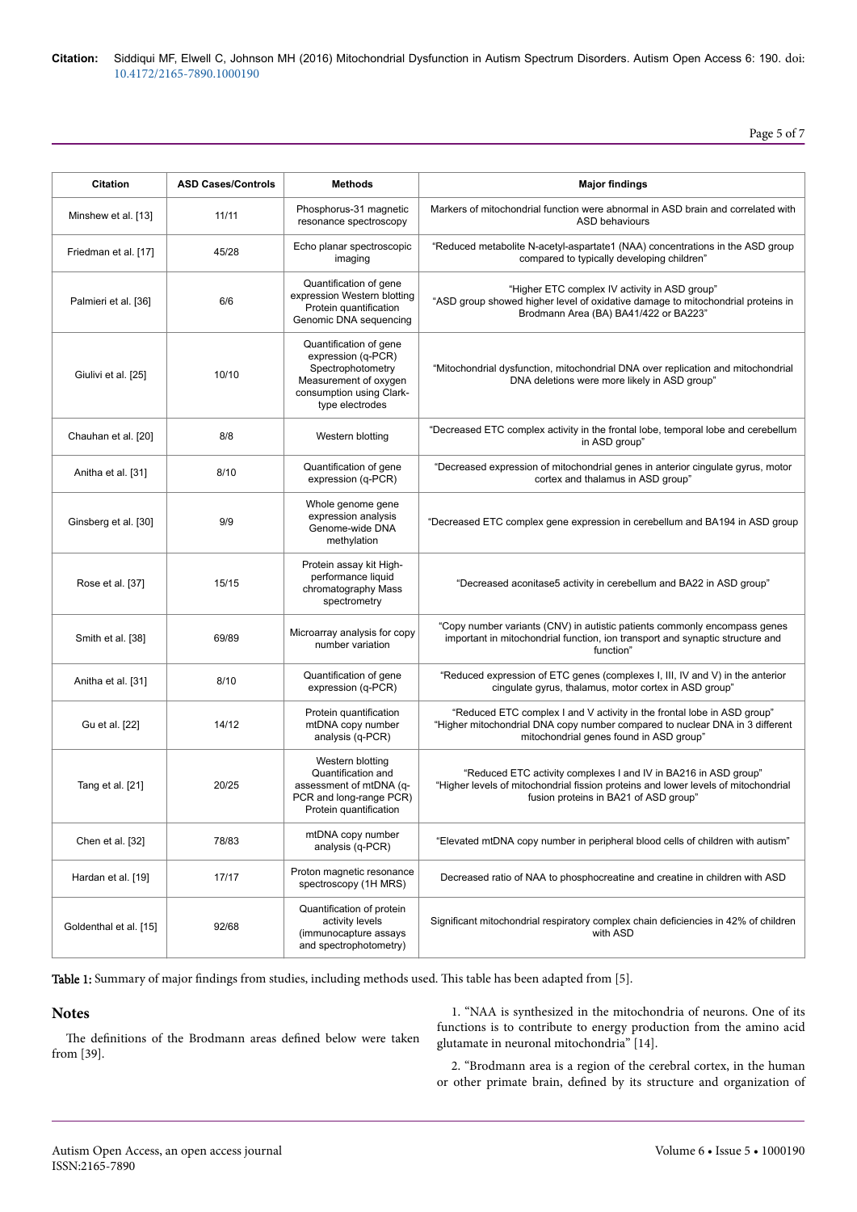| Citation | ASD Cases/Controls | Methods | Major findings |
|---|---|---|---|
| Minshew et al. [13] | 11/11 | Phosphorus-31 magnetic resonance spectroscopy | Markers of mitochondrial function were abnormal in ASD brain and correlated with ASD behaviours |
| Friedman et al. [17] | 45/28 | Echo planar spectroscopic imaging | "Reduced metabolite N-acetyl-aspartate1 (NAA) concentrations in the ASD group compared to typically developing children" |
| Palmieri et al. [36] | 6/6 | Quantification of gene expression Western blotting Protein quantification Genomic DNA sequencing | "Higher ETC complex IV activity in ASD group" "ASD group showed higher level of oxidative damage to mitochondrial proteins in Brodmann Area (BA) BA41/422 or BA223" |
| Giulivi et al. [25] | 10/10 | Quantification of gene expression (q-PCR) Spectrophotometry Measurement of oxygen consumption using Clark-type electrodes | "Mitochondrial dysfunction, mitochondrial DNA over replication and mitochondrial DNA deletions were more likely in ASD group" |
| Chauhan et al. [20] | 8/8 | Western blotting | "Decreased ETC complex activity in the frontal lobe, temporal lobe and cerebellum in ASD group" |
| Anitha et al. [31] | 8/10 | Quantification of gene expression (q-PCR) | "Decreased expression of mitochondrial genes in anterior cingulate gyrus, motor cortex and thalamus in ASD group" |
| Ginsberg et al. [30] | 9/9 | Whole genome gene expression analysis Genome-wide DNA methylation | "Decreased ETC complex gene expression in cerebellum and BA194 in ASD group |
| Rose et al. [37] | 15/15 | Protein assay kit High-performance liquid chromatography Mass spectrometry | "Decreased aconitase5 activity in cerebellum and BA22 in ASD group" |
| Smith et al. [38] | 69/89 | Microarray analysis for copy number variation | "Copy number variants (CNV) in autistic patients commonly encompass genes important in mitochondrial function, ion transport and synaptic structure and function" |
| Anitha et al. [31] | 8/10 | Quantification of gene expression (q-PCR) | "Reduced expression of ETC genes (complexes I, III, IV and V) in the anterior cingulate gyrus, thalamus, motor cortex in ASD group" |
| Gu et al. [22] | 14/12 | Protein quantification mtDNA copy number analysis (q-PCR) | "Reduced ETC complex I and V activity in the frontal lobe in ASD group" "Higher mitochondrial DNA copy number compared to nuclear DNA in 3 different mitochondrial genes found in ASD group" |
| Tang et al. [21] | 20/25 | Western blotting Quantification and assessment of mtDNA (q-PCR and long-range PCR) Protein quantification | "Reduced ETC activity complexes I and IV in BA216 in ASD group" "Higher levels of mitochondrial fission proteins and lower levels of mitochondrial fusion proteins in BA21 of ASD group" |
| Chen et al. [32] | 78/83 | mtDNA copy number analysis (q-PCR) | "Elevated mtDNA copy number in peripheral blood cells of children with autism" |
| Hardan et al. [19] | 17/17 | Proton magnetic resonance spectroscopy (1H MRS) | Decreased ratio of NAA to phosphocreatine and creatine in children with ASD |
| Goldenthal et al. [15] | 92/68 | Quantification of protein activity levels (immunocapture assays and spectrophotometry) | Significant mitochondrial respiratory complex chain deficiencies in 42% of children with ASD |

**Table 1:** Summary of major findings from studies, including methods used. This table has been adapted from [5].

## Notes

The definitions of the Brodmann areas defined below were taken from [39].

1. "NAA is synthesized in the mitochondria of neurons. One of its functions is to contribute to energy production from the amino acid glutamate in neuronal mitochondria" [14].

2. "Brodmann area is a region of the cerebral cortex, in the human or other primate brain, defined by its structure and organization of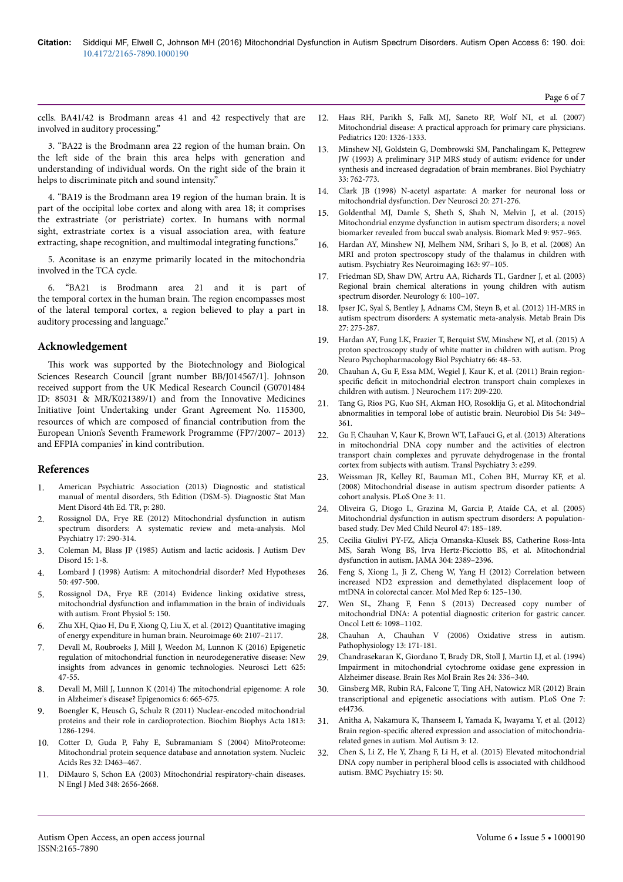cells. BA41/42 is Brodmann areas 41 and 42 respectively that are involved in auditory processing."

3. "BA22 is the Brodmann area 22 region of the human brain. On the left side of the brain this area helps with generation and understanding of individual words. On the right side of the brain it helps to discriminate pitch and sound intensity."

4. "BA19 is the Brodmann area 19 region of the human brain. It is part of the occipital lobe cortex and along with area 18; it comprises the extrastriate (or peristriate) cortex. In humans with normal sight, extrastriate cortex is a visual association area, with feature extracting, shape recognition, and multimodal integrating functions."

5. Aconitase is an enzyme primarily located in the mitochondria involved in the TCA cycle.

6. "BA21 is Brodmann area 21 and it is part of the temporal cortex in the human brain. The region encompasses most of the lateral temporal cortex, a region believed to play a part in auditory processing and language."

## Acknowledgement

This work was supported by the Biotechnology and Biological Sciences Research Council [grant number BB/J014567/1]. Johnson received support from the UK Medical Research Council (G0701484 ID: 85031 & MR/K021389/1) and from the Innovative Medicines Initiative Joint Undertaking under Grant Agreement No. 115300, resources of which are composed of financial contribution from the European Union's Seventh Framework Programme (FP7/2007– 2013) and EFPIA companies' in kind contribution.

## References

1. American Psychiatric Association (2013) Diagnostic and statistical manual of mental disorders, 5th Edition (DSM-5). Diagnostic Stat Man Ment Disord 4th Ed. TR, p: 280.
2. Rossignol DA, Frye RE (2012) Mitochondrial dysfunction in autism spectrum disorders: A systematic review and meta-analysis. Mol Psychiatry 17: 290-314.
3. Coleman M, Blass JP (1985) Autism and lactic acidosis. J Autism Dev Disord 15: 1-8.
4. Lombard J (1998) Autism: A mitochondrial disorder? Med Hypotheses 50: 497-500.
5. Rossignol DA, Frye RE (2014) Evidence linking oxidative stress, mitochondrial dysfunction and inflammation in the brain of individuals with autism. Front Physiol 5: 150.
6. Zhu XH, Qiao H, Du F, Xiong Q, Liu X, et al. (2012) Quantitative imaging of energy expenditure in human brain. Neuroimage 60: 2107–2117.
7. Devall M, Roubroeks J, Mill J, Weedon M, Lunnon K (2016) Epigenetic regulation of mitochondrial function in neurodegenerative disease: New insights from advances in genomic technologies. Neurosci Lett 625: 47-55.
8. Devall M, Mill J, Lunnon K (2014) The mitochondrial epigenome: A role in Alzheimer's disease? Epigenomics 6: 665-675.
9. Boengler K, Heusch G, Schulz R (2011) Nuclear-encoded mitochondrial proteins and their role in cardioprotection. Biochim Biophys Acta 1813: 1286-1294.
10. Cotter D, Guda P, Fahy E, Subramaniam S (2004) MitoProteome: Mitochondrial protein sequence database and annotation system. Nucleic Acids Res 32: D463–467.
11. DiMauro S, Schon EA (2003) Mitochondrial respiratory-chain diseases. N Engl J Med 348: 2656-2668.
12. Haas RH, Parikh S, Falk MJ, Saneto RP, Wolf NI, et al. (2007) Mitochondrial disease: A practical approach for primary care physicians. Pediatrics 120: 1326-1333.
13. Minshew NJ, Goldstein G, Dombrowski SM, Panchalingam K, Pettegrew JW (1993) A preliminary 31P MRS study of autism: evidence for under synthesis and increased degradation of brain membranes. Biol Psychiatry 33: 762-773.
14. Clark JB (1998) N-acetyl aspartate: A marker for neuronal loss or mitochondrial dysfunction. Dev Neurosci 20: 271-276.
15. Goldenthal MJ, Damle S, Sheth S, Shah N, Melvin J, et al. (2015) Mitochondrial enzyme dysfunction in autism spectrum disorders; a novel biomarker revealed from buccal swab analysis. Biomark Med 9: 957–965.
16. Hardan AY, Minshew NJ, Melhem NM, Srihari S, Jo B, et al. (2008) An MRI and proton spectroscopy study of the thalamus in children with autism. Psychiatry Res Neuroimaging 163: 97–105.
17. Friedman SD, Shaw DW, Artru AA, Richards TL, Gardner J, et al. (2003) Regional brain chemical alterations in young children with autism spectrum disorder. Neurology 6: 100–107.
18. Ipser JC, Syal S, Bentley J, Adnams CM, Steyn B, et al. (2012) 1H-MRS in autism spectrum disorders: A systematic meta-analysis. Metab Brain Dis 27: 275-287.
19. Hardan AY, Fung LK, Frazier T, Berquist SW, Minshew NJ, et al. (2015) A proton spectroscopy study of white matter in children with autism. Prog Neuro Psychopharmacology Biol Psychiatry 66: 48–53.
20. Chauhan A, Gu F, Essa MM, Wegiel J, Kaur K, et al. (2011) Brain region-specific deficit in mitochondrial electron transport chain complexes in children with autism. J Neurochem 117: 209-220.
21. Tang G, Rios PG, Kuo SH, Akman HO, Rosoklija G, et al. Mitochondrial abnormalities in temporal lobe of autistic brain. Neurobiol Dis 54: 349–361.
22. Gu F, Chauhan V, Kaur K, Brown WT, LaFauci G, et al. (2013) Alterations in mitochondrial DNA copy number and the activities of electron transport chain complexes and pyruvate dehydrogenase in the frontal cortex from subjects with autism. Transl Psychiatry 3: e299.
23. Weissman JR, Kelley RI, Bauman ML, Cohen BH, Murray KF, et al. (2008) Mitochondrial disease in autism spectrum disorder patients: A cohort analysis. PLoS One 3: 11.
24. Oliveira G, Diogo L, Grazina M, Garcia P, Ataíde CA, et al. (2005) Mitochondrial dysfunction in autism spectrum disorders: A population-based study. Dev Med Child Neurol 47: 185–189.
25. Cecilia Giulivi PY-FZ, Alicja Omanska-Klusek BS, Catherine Ross-Inta MS, Sarah Wong BS, Irva Hertz-Picciotto BS, et al. Mitochondrial dysfunction in autism. JAMA 304: 2389–2396.
26. Feng S, Xiong L, Ji Z, Cheng W, Yang H (2012) Correlation between increased ND2 expression and demethylated displacement loop of mtDNA in colorectal cancer. Mol Med Rep 6: 125–130.
27. Wen SL, Zhang F, Fenn S (2013) Decreased copy number of mitochondrial DNA: A potential diagnostic criterion for gastric cancer. Oncol Lett 6: 1098–1102.
28. Chauhan A, Chauhan V (2006) Oxidative stress in autism. Pathophysiology 13: 171-181.
29. Chandrasekaran K, Giordano T, Brady DR, Stoll J, Martin LJ, et al. (1994) Impairment in mitochondrial cytochrome oxidase gene expression in Alzheimer disease. Brain Res Mol Brain Res 24: 336–340.
30. Ginsberg MR, Rubin RA, Falcone T, Ting AH, Natowicz MR (2012) Brain transcriptional and epigenetic associations with autism. PLoS One 7: e44736.
31. Anitha A, Nakamura K, Thanseem I, Yamada K, Iwayama Y, et al. (2012) Brain region-specific altered expression and association of mitochondria-related genes in autism. Mol Autism 3: 12.
32. Chen S, Li Z, He Y, Zhang F, Li H, et al. (2015) Elevated mitochondrial DNA copy number in peripheral blood cells is associated with childhood autism. BMC Psychiatry 15: 50.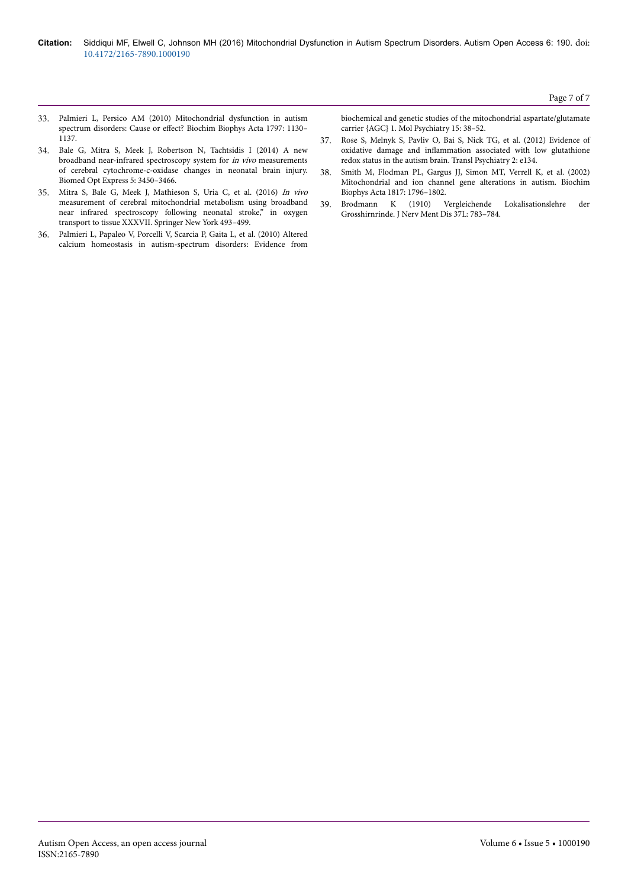33. Palmieri L, Persico AM (2010) Mitochondrial dysfunction in autism spectrum disorders: Cause or effect? Biochim Biophys Acta 1797: 1130–1137.
34. Bale G, Mitra S, Meek J, Robertson N, Tachtsidis I (2014) A new broadband near-infrared spectroscopy system for *in vivo* measurements of cerebral cytochrome-c-oxidase changes in neonatal brain injury. Biomed Opt Express 5: 3450–3466.
35. Mitra S, Bale G, Meek J, Mathieson S, Uria C, et al. (2016) *In vivo* measurement of cerebral mitochondrial metabolism using broadband near infrared spectroscopy following neonatal stroke," in oxygen transport to tissue XXXVII. Springer New York 493–499.
36. Palmieri L, Papaleo V, Porcelli V, Scarcia P, Gaita L, et al. (2010) Altered calcium homeostasis in autism-spectrum disorders: Evidence from biochemical and genetic studies of the mitochondrial aspartate/glutamate carrier {AGC} 1. Mol Psychiatry 15: 38–52.
37. Rose S, Melnyk S, Pavliv O, Bai S, Nick TG, et al. (2012) Evidence of oxidative damage and inflammation associated with low glutathione redox status in the autism brain. Transl Psychiatry 2: e134.
38. Smith M, Flodman PL, Gargus JJ, Simon MT, Verrell K, et al. (2002) Mitochondrial and ion channel gene alterations in autism. Biochim Biophys Acta 1817: 1796–1802.
39. Brodmann K (1910) Vergleichende Lokalisationslehre der Grosshirnrinde. J Nerv Ment Dis 37L: 783–784.